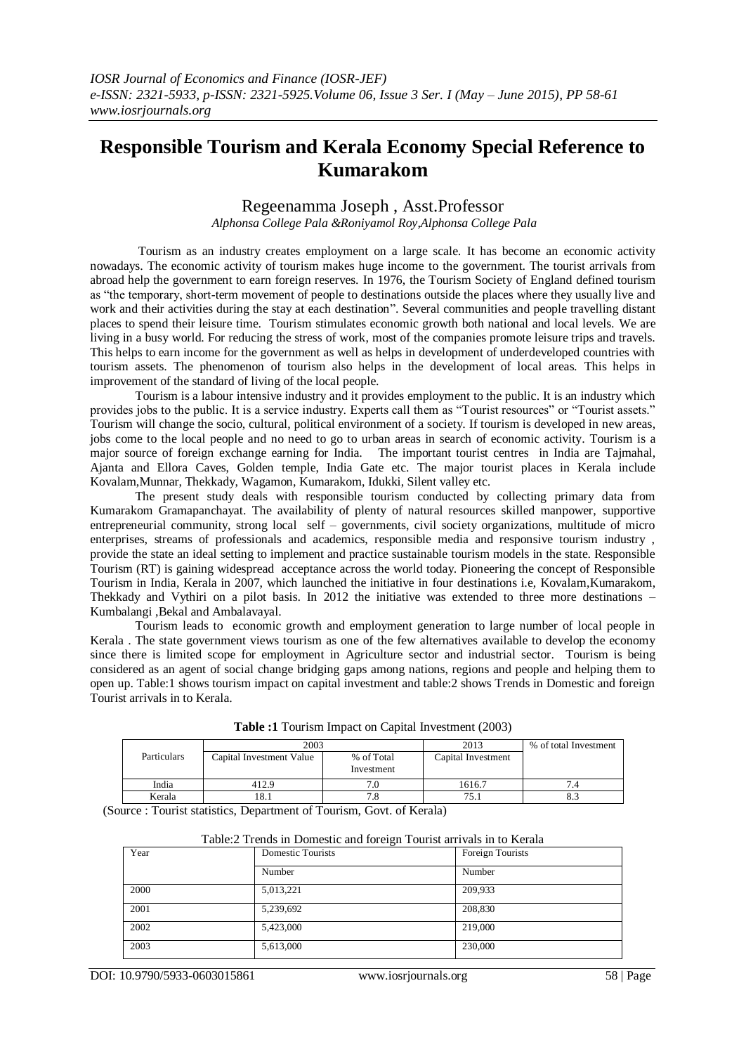# Responsible Tourism and Kerala Economy Special Reference to Kumarakom

Regeenamma Joseph , Asst.Professor

*Alphonsa College Pala &Roniyamol Roy,Alphonsa College Pala*

Tourism as an industry creates employment on a large scale. It has become an economic activity nowadays. The economic activity of tourism makes huge income to the government. The tourist arrivals from abroad help the government to earn foreign reserves. In 1976, the Tourism Society of England defined tourism as "the temporary, short-term movement of people to destinations outside the places where they usually live and work and their activities during the stay at each destination". Several communities and people travelling distant places to spend their leisure time. Tourism stimulates economic growth both national and local levels. We are living in a busy world. For reducing the stress of work, most of the companies promote leisure trips and travels. This helps to earn income for the government as well as helps in development of underdeveloped countries with tourism assets. The phenomenon of tourism also helps in the development of local areas. This helps in improvement of the standard of living of the local people.

Tourism is a labour intensive industry and it provides employment to the public. It is an industry which provides jobs to the public. It is a service industry. Experts call them as "Tourist resources" or "Tourist assets." Tourism will change the socio, cultural, political environment of a society. If tourism is developed in new areas, jobs come to the local people and no need to go to urban areas in search of economic activity. Tourism is a major source of foreign exchange earning for India. The important tourist centres in India are Tajmahal, Ajanta and Ellora Caves, Golden temple, India Gate etc. The major tourist places in Kerala include Kovalam,Munnar, Thekkady, Wagamon, Kumarakom, Idukki, Silent valley etc.

The present study deals with responsible tourism conducted by collecting primary data from Kumarakom Gramapanchayat. The availability of plenty of natural resources skilled manpower, supportive entrepreneurial community, strong local self – governments, civil society organizations, multitude of micro enterprises, streams of professionals and academics, responsible media and responsive tourism industry , provide the state an ideal setting to implement and practice sustainable tourism models in the state. Responsible Tourism (RT) is gaining widespread acceptance across the world today. Pioneering the concept of Responsible Tourism in India, Kerala in 2007, which launched the initiative in four destinations i.e, Kovalam,Kumarakom, Thekkady and Vythiri on a pilot basis. In 2012 the initiative was extended to three more destinations – Kumbalangi ,Bekal and Ambalavayal.

Tourism leads to economic growth and employment generation to large number of local people in Kerala . The state government views tourism as one of the few alternatives available to develop the economy since there is limited scope for employment in Agriculture sector and industrial sector. Tourism is being considered as an agent of social change bridging gaps among nations, regions and people and helping them to open up. Table:1 shows tourism impact on capital investment and table:2 shows Trends in Domestic and foreign Tourist arrivals in to Kerala.

**Table :1** Tourism Impact on Capital Investment (2003)

| Particulars | 2003 | | 2013 | % of total Investment |
|---|---|---|---|---|
| | Capital Investment Value | % of Total Investment | Capital Investment | |
| India | 412.9 | 7.0 | 1616.7 | 7.4 |
| Kerala | 18.1 | 7.8 | 75.1 | 8.3 |

(Source : Tourist statistics, Department of Tourism, Govt. of Kerala)

Table:2 Trends in Domestic and foreign Tourist arrivals in to Kerala

| Year | Domestic Tourists | Foreign Tourists |
|---|---|---|
| | Number | Number |
| 2000 | 5,013,221 | 209,933 |
| 2001 | 5,239,692 | 208,830 |
| 2002 | 5,423,000 | 219,000 |
| 2003 | 5,613,000 | 230,000 |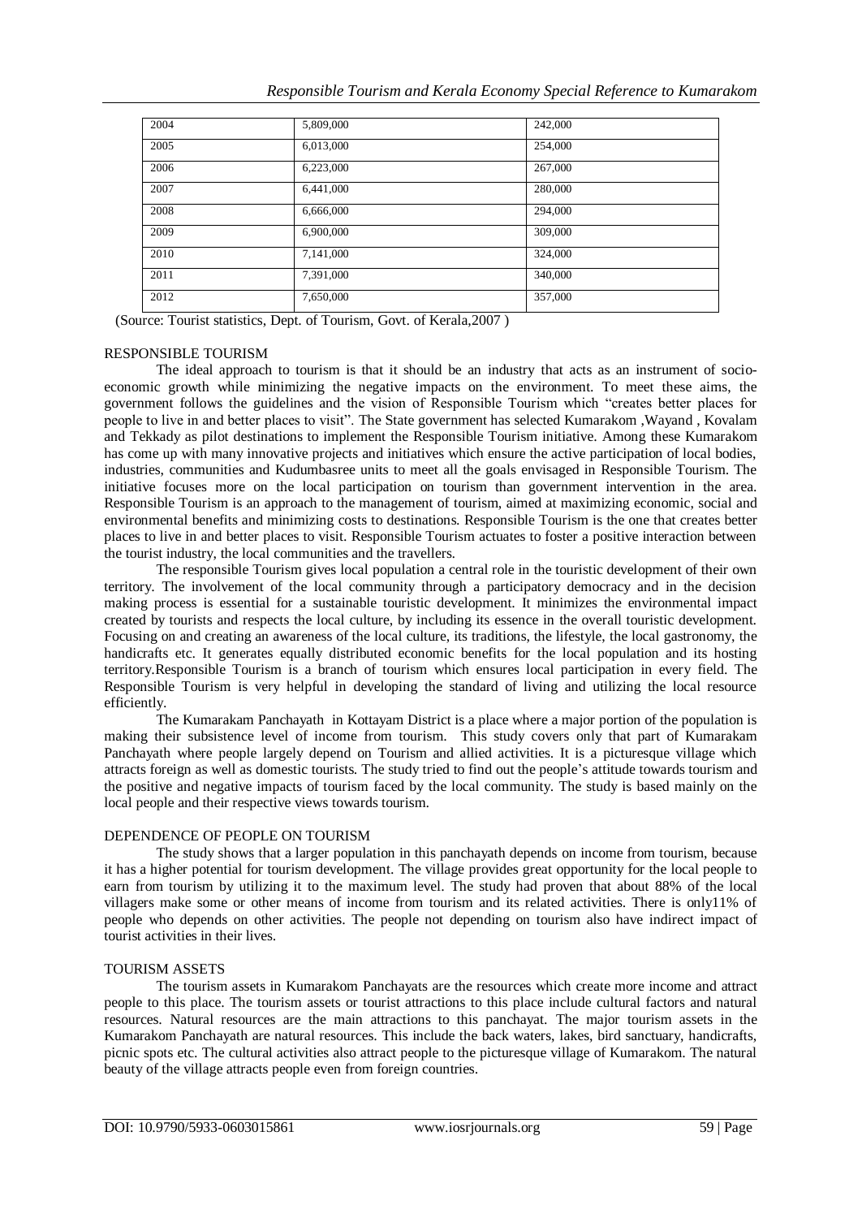| 2004 | 5,809,000 | 242,000 |
|---|---|---|
| 2005 | 6,013,000 | 254,000 |
| 2006 | 6,223,000 | 267,000 |
| 2007 | 6,441,000 | 280,000 |
| 2008 | 6,666,000 | 294,000 |
| 2009 | 6,900,000 | 309,000 |
| 2010 | 7,141,000 | 324,000 |
| 2011 | 7,391,000 | 340,000 |
| 2012 | 7,650,000 | 357,000 |

(Source: Tourist statistics, Dept. of Tourism, Govt. of Kerala,2007 )

## RESPONSIBLE TOURISM

The ideal approach to tourism is that it should be an industry that acts as an instrument of socio-economic growth while minimizing the negative impacts on the environment. To meet these aims, the government follows the guidelines and the vision of Responsible Tourism which "creates better places for people to live in and better places to visit". The State government has selected Kumarakom ,Wayand , Kovalam and Tekkady as pilot destinations to implement the Responsible Tourism initiative. Among these Kumarakom has come up with many innovative projects and initiatives which ensure the active participation of local bodies, industries, communities and Kudumbasree units to meet all the goals envisaged in Responsible Tourism. The initiative focuses more on the local participation on tourism than government intervention in the area. Responsible Tourism is an approach to the management of tourism, aimed at maximizing economic, social and environmental benefits and minimizing costs to destinations. Responsible Tourism is the one that creates better places to live in and better places to visit. Responsible Tourism actuates to foster a positive interaction between the tourist industry, the local communities and the travellers.

The responsible Tourism gives local population a central role in the touristic development of their own territory. The involvement of the local community through a participatory democracy and in the decision making process is essential for a sustainable touristic development. It minimizes the environmental impact created by tourists and respects the local culture, by including its essence in the overall touristic development. Focusing on and creating an awareness of the local culture, its traditions, the lifestyle, the local gastronomy, the handicrafts etc. It generates equally distributed economic benefits for the local population and its hosting territory.Responsible Tourism is a branch of tourism which ensures local participation in every field. The Responsible Tourism is very helpful in developing the standard of living and utilizing the local resource efficiently.

The Kumarakam Panchayath in Kottayam District is a place where a major portion of the population is making their subsistence level of income from tourism. This study covers only that part of Kumarakam Panchayath where people largely depend on Tourism and allied activities. It is a picturesque village which attracts foreign as well as domestic tourists. The study tried to find out the people's attitude towards tourism and the positive and negative impacts of tourism faced by the local community. The study is based mainly on the local people and their respective views towards tourism.

## DEPENDENCE OF PEOPLE ON TOURISM

The study shows that a larger population in this panchayath depends on income from tourism, because it has a higher potential for tourism development. The village provides great opportunity for the local people to earn from tourism by utilizing it to the maximum level. The study had proven that about 88% of the local villagers make some or other means of income from tourism and its related activities. There is only11% of people who depends on other activities. The people not depending on tourism also have indirect impact of tourist activities in their lives.

## TOURISM ASSETS

The tourism assets in Kumarakom Panchayats are the resources which create more income and attract people to this place. The tourism assets or tourist attractions to this place include cultural factors and natural resources. Natural resources are the main attractions to this panchayat. The major tourism assets in the Kumarakom Panchayath are natural resources. This include the back waters, lakes, bird sanctuary, handicrafts, picnic spots etc. The cultural activities also attract people to the picturesque village of Kumarakom. The natural beauty of the village attracts people even from foreign countries.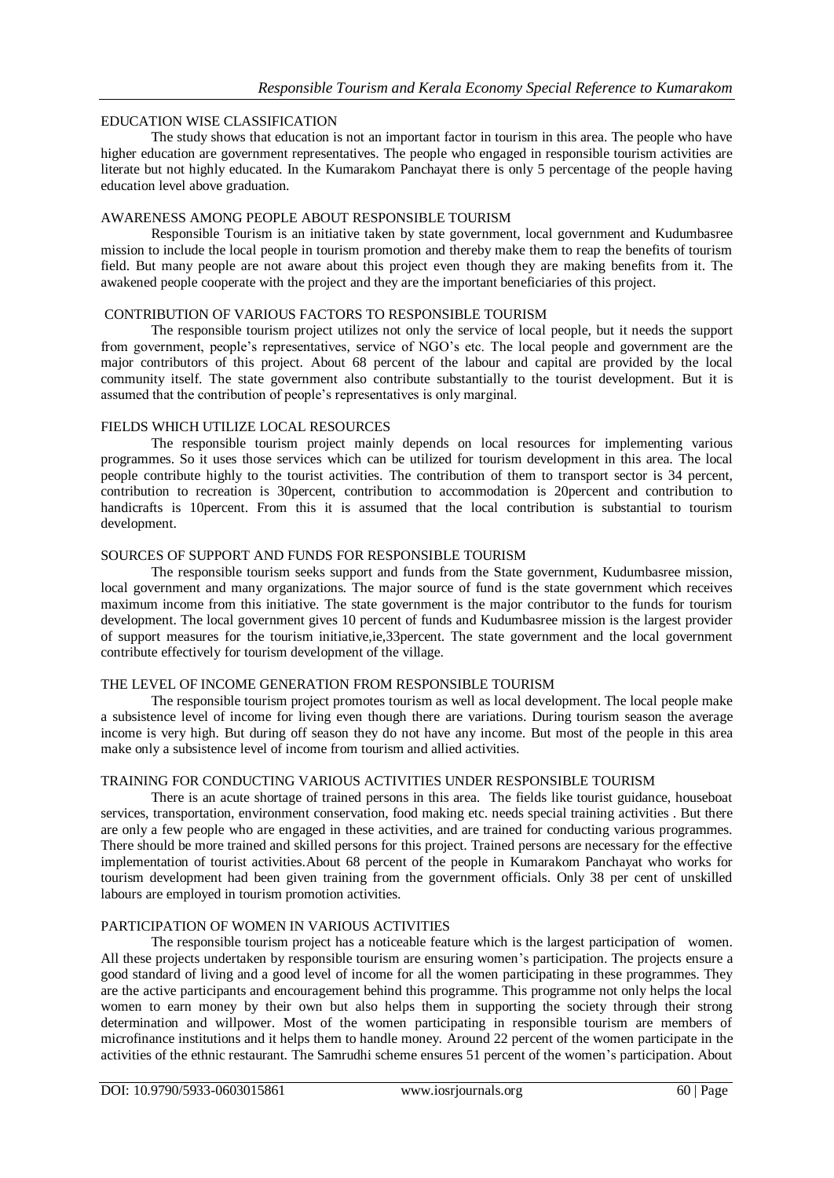## EDUCATION WISE CLASSIFICATION

The study shows that education is not an important factor in tourism in this area. The people who have higher education are government representatives. The people who engaged in responsible tourism activities are literate but not highly educated. In the Kumarakom Panchayat there is only 5 percentage of the people having education level above graduation.

## AWARENESS AMONG PEOPLE ABOUT RESPONSIBLE TOURISM

Responsible Tourism is an initiative taken by state government, local government and Kudumbasree mission to include the local people in tourism promotion and thereby make them to reap the benefits of tourism field. But many people are not aware about this project even though they are making benefits from it. The awakened people cooperate with the project and they are the important beneficiaries of this project.

## CONTRIBUTION OF VARIOUS FACTORS TO RESPONSIBLE TOURISM

The responsible tourism project utilizes not only the service of local people, but it needs the support from government, people's representatives, service of NGO's etc. The local people and government are the major contributors of this project. About 68 percent of the labour and capital are provided by the local community itself. The state government also contribute substantially to the tourist development. But it is assumed that the contribution of people's representatives is only marginal.

## FIELDS WHICH UTILIZE LOCAL RESOURCES

The responsible tourism project mainly depends on local resources for implementing various programmes. So it uses those services which can be utilized for tourism development in this area. The local people contribute highly to the tourist activities. The contribution of them to transport sector is 34 percent, contribution to recreation is 30percent, contribution to accommodation is 20percent and contribution to handicrafts is 10percent. From this it is assumed that the local contribution is substantial to tourism development.

## SOURCES OF SUPPORT AND FUNDS FOR RESPONSIBLE TOURISM

The responsible tourism seeks support and funds from the State government, Kudumbasree mission, local government and many organizations. The major source of fund is the state government which receives maximum income from this initiative. The state government is the major contributor to the funds for tourism development. The local government gives 10 percent of funds and Kudumbasree mission is the largest provider of support measures for the tourism initiative,ie,33percent. The state government and the local government contribute effectively for tourism development of the village.

## THE LEVEL OF INCOME GENERATION FROM RESPONSIBLE TOURISM

The responsible tourism project promotes tourism as well as local development. The local people make a subsistence level of income for living even though there are variations. During tourism season the average income is very high. But during off season they do not have any income. But most of the people in this area make only a subsistence level of income from tourism and allied activities.

## TRAINING FOR CONDUCTING VARIOUS ACTIVITIES UNDER RESPONSIBLE TOURISM

There is an acute shortage of trained persons in this area. The fields like tourist guidance, houseboat services, transportation, environment conservation, food making etc. needs special training activities . But there are only a few people who are engaged in these activities, and are trained for conducting various programmes. There should be more trained and skilled persons for this project. Trained persons are necessary for the effective implementation of tourist activities.About 68 percent of the people in Kumarakom Panchayat who works for tourism development had been given training from the government officials. Only 38 per cent of unskilled labours are employed in tourism promotion activities.

## PARTICIPATION OF WOMEN IN VARIOUS ACTIVITIES

The responsible tourism project has a noticeable feature which is the largest participation of women. All these projects undertaken by responsible tourism are ensuring women's participation. The projects ensure a good standard of living and a good level of income for all the women participating in these programmes. They are the active participants and encouragement behind this programme. This programme not only helps the local women to earn money by their own but also helps them in supporting the society through their strong determination and willpower. Most of the women participating in responsible tourism are members of microfinance institutions and it helps them to handle money. Around 22 percent of the women participate in the activities of the ethnic restaurant. The Samrudhi scheme ensures 51 percent of the women's participation. About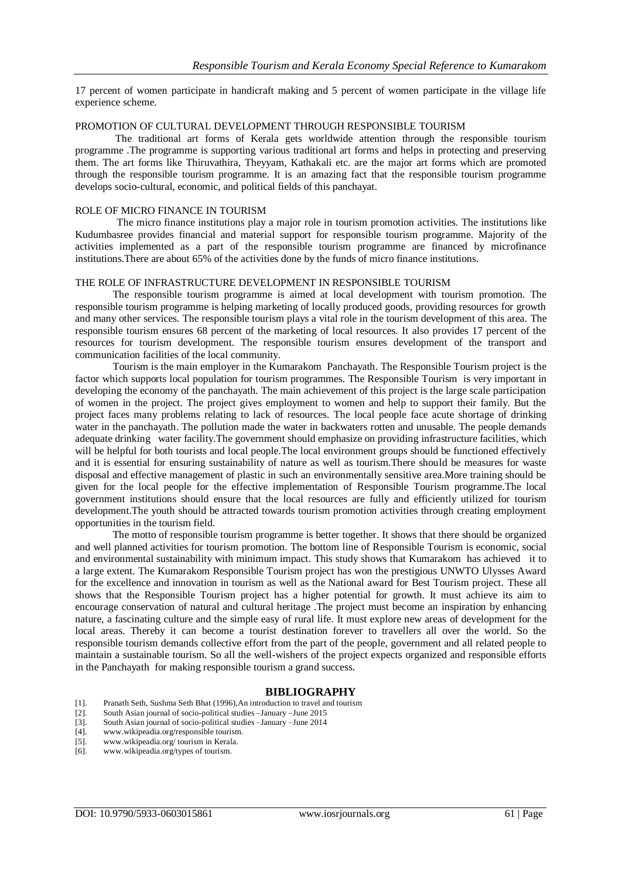17 percent of women participate in handicraft making and 5 percent of women participate in the village life experience scheme.

## PROMOTION OF CULTURAL DEVELOPMENT THROUGH RESPONSIBLE TOURISM

The traditional art forms of Kerala gets worldwide attention through the responsible tourism programme .The programme is supporting various traditional art forms and helps in protecting and preserving them. The art forms like Thiruvathira, Theyyam, Kathakali etc. are the major art forms which are promoted through the responsible tourism programme. It is an amazing fact that the responsible tourism programme develops socio-cultural, economic, and political fields of this panchayat.

## ROLE OF MICRO FINANCE IN TOURISM

The micro finance institutions play a major role in tourism promotion activities. The institutions like Kudumbasree provides financial and material support for responsible tourism programme. Majority of the activities implemented as a part of the responsible tourism programme are financed by microfinance institutions.There are about 65% of the activities done by the funds of micro finance institutions.

## THE ROLE OF INFRASTRUCTURE DEVELOPMENT IN RESPONSIBLE TOURISM

The responsible tourism programme is aimed at local development with tourism promotion. The responsible tourism programme is helping marketing of locally produced goods, providing resources for growth and many other services. The responsible tourism plays a vital role in the tourism development of this area. The responsible tourism ensures 68 percent of the marketing of local resources. It also provides 17 percent of the resources for tourism development. The responsible tourism ensures development of the transport and communication facilities of the local community.

Tourism is the main employer in the Kumarakom Panchayath. The Responsible Tourism project is the factor which supports local population for tourism programmes. The Responsible Tourism is very important in developing the economy of the panchayath. The main achievement of this project is the large scale participation of women in the project. The project gives employment to women and help to support their family. But the project faces many problems relating to lack of resources. The local people face acute shortage of drinking water in the panchayath. The pollution made the water in backwaters rotten and unusable. The people demands adequate drinking water facility.The government should emphasize on providing infrastructure facilities, which will be helpful for both tourists and local people.The local environment groups should be functioned effectively and it is essential for ensuring sustainability of nature as well as tourism.There should be measures for waste disposal and effective management of plastic in such an environmentally sensitive area.More training should be given for the local people for the effective implementation of Responsible Tourism programme.The local government institutions should ensure that the local resources are fully and efficiently utilized for tourism development.The youth should be attracted towards tourism promotion activities through creating employment opportunities in the tourism field.

The motto of responsible tourism programme is better together. It shows that there should be organized and well planned activities for tourism promotion. The bottom line of Responsible Tourism is economic, social and environmental sustainability with minimum impact. This study shows that Kumarakom has achieved it to a large extent. The Kumarakom Responsible Tourism project has won the prestigious UNWTO Ulysses Award for the excellence and innovation in tourism as well as the National award for Best Tourism project. These all shows that the Responsible Tourism project has a higher potential for growth. It must achieve its aim to encourage conservation of natural and cultural heritage .The project must become an inspiration by enhancing nature, a fascinating culture and the simple easy of rural life. It must explore new areas of development for the local areas. Thereby it can become a tourist destination forever to travellers all over the world. So the responsible tourism demands collective effort from the part of the people, government and all related people to maintain a sustainable tourism. So all the well-wishers of the project expects organized and responsible efforts in the Panchayath for making responsible tourism a grand success.

## BIBLIOGRAPHY

[1]. Pranath Seth, Sushma Seth Bhat (1996),An introduction to travel and tourism
[2]. South Asian journal of socio-political studies –January –June 2015
[3]. South Asian journal of socio-political studies –January –June 2014
[4]. www.wikipeadia.org/responsible tourism.
[5]. www.wikipeadia.org/ tourism in Kerala.
[6]. www.wikipeadia.org/types of tourism.